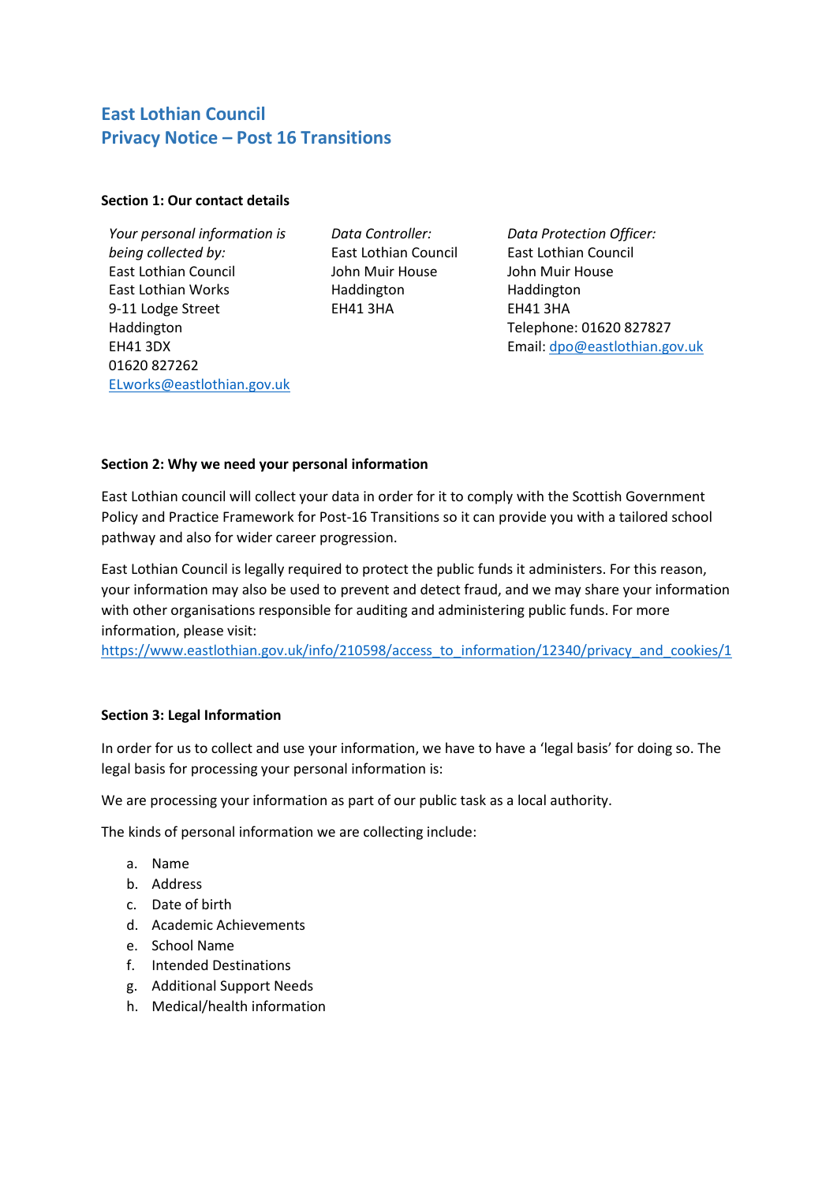# East Lothian Council
# Privacy Notice – Post 16 Transitions

**Section 1: Our contact details**

| *Your personal information is being collected by:* | *Data Controller:* | *Data Protection Officer:* |
|---|---|---|
| East Lothian Council<br>East Lothian Works<br>9-11 Lodge Street<br>Haddington<br>EH41 3DX<br>01620 827262<br>ELworks@eastlothian.gov.uk | East Lothian Council<br>John Muir House<br>Haddington<br>EH41 3HA | East Lothian Council<br>John Muir House<br>Haddington<br>EH41 3HA<br>Telephone: 01620 827827<br>Email: dpo@eastlothian.gov.uk |

**Section 2: Why we need your personal information**

East Lothian council will collect your data in order for it to comply with the Scottish Government Policy and Practice Framework for Post-16 Transitions so it can provide you with a tailored school pathway and also for wider career progression.

East Lothian Council is legally required to protect the public funds it administers. For this reason, your information may also be used to prevent and detect fraud, and we may share your information with other organisations responsible for auditing and administering public funds. For more information, please visit:
https://www.eastlothian.gov.uk/info/210598/access_to_information/12340/privacy_and_cookies/1

**Section 3: Legal Information**

In order for us to collect and use your information, we have to have a 'legal basis' for doing so. The legal basis for processing your personal information is:

We are processing your information as part of our public task as a local authority.

The kinds of personal information we are collecting include:

a. Name
b. Address
c. Date of birth
d. Academic Achievements
e. School Name
f. Intended Destinations
g. Additional Support Needs
h. Medical/health information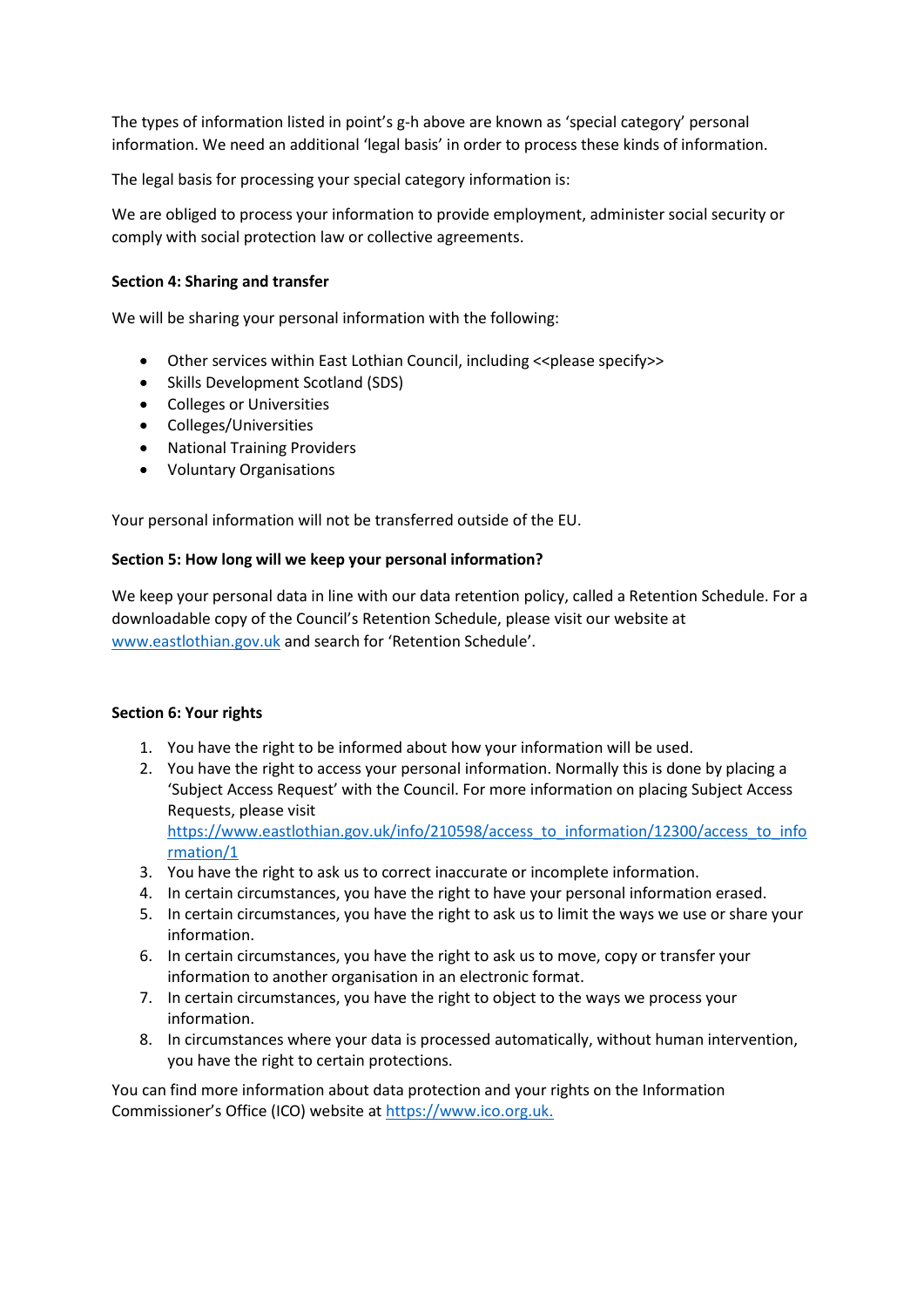The types of information listed in point's g-h above are known as 'special category' personal information. We need an additional 'legal basis' in order to process these kinds of information.

The legal basis for processing your special category information is:

We are obliged to process your information to provide employment, administer social security or comply with social protection law or collective agreements.

**Section 4: Sharing and transfer**

We will be sharing your personal information with the following:

- Other services within East Lothian Council, including <<please specify>>
- Skills Development Scotland (SDS)
- Colleges or Universities
- Colleges/Universities
- National Training Providers
- Voluntary Organisations

Your personal information will not be transferred outside of the EU.

**Section 5: How long will we keep your personal information?**

We keep your personal data in line with our data retention policy, called a Retention Schedule. For a downloadable copy of the Council's Retention Schedule, please visit our website at [www.eastlothian.gov.uk](http://www.eastlothian.gov.uk) and search for 'Retention Schedule'.

**Section 6: Your rights**

1. You have the right to be informed about how your information will be used.
2. You have the right to access your personal information. Normally this is done by placing a 'Subject Access Request' with the Council. For more information on placing Subject Access Requests, please visit https://www.eastlothian.gov.uk/info/210598/access_to_information/12300/access_to_information/1
3. You have the right to ask us to correct inaccurate or incomplete information.
4. In certain circumstances, you have the right to have your personal information erased.
5. In certain circumstances, you have the right to ask us to limit the ways we use or share your information.
6. In certain circumstances, you have the right to ask us to move, copy or transfer your information to another organisation in an electronic format.
7. In certain circumstances, you have the right to object to the ways we process your information.
8. In circumstances where your data is processed automatically, without human intervention, you have the right to certain protections.

You can find more information about data protection and your rights on the Information Commissioner's Office (ICO) website at https://www.ico.org.uk.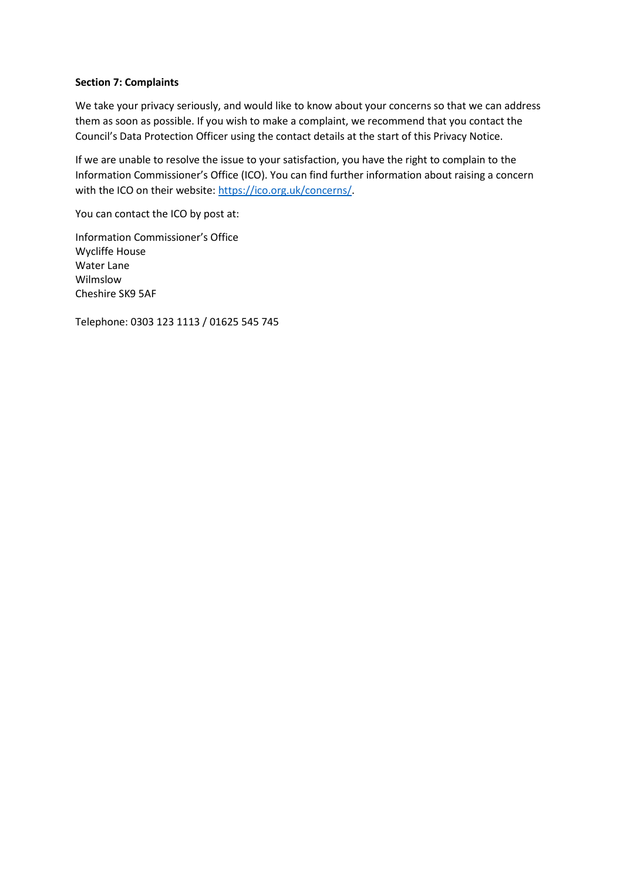**Section 7: Complaints**

We take your privacy seriously, and would like to know about your concerns so that we can address them as soon as possible. If you wish to make a complaint, we recommend that you contact the Council's Data Protection Officer using the contact details at the start of this Privacy Notice.

If we are unable to resolve the issue to your satisfaction, you have the right to complain to the Information Commissioner's Office (ICO). You can find further information about raising a concern with the ICO on their website: [https://ico.org.uk/concerns/](https://ico.org.uk/concerns/).

You can contact the ICO by post at:

Information Commissioner's Office  
Wycliffe House  
Water Lane  
Wilmslow  
Cheshire SK9 5AF

Telephone: 0303 123 1113 / 01625 545 745